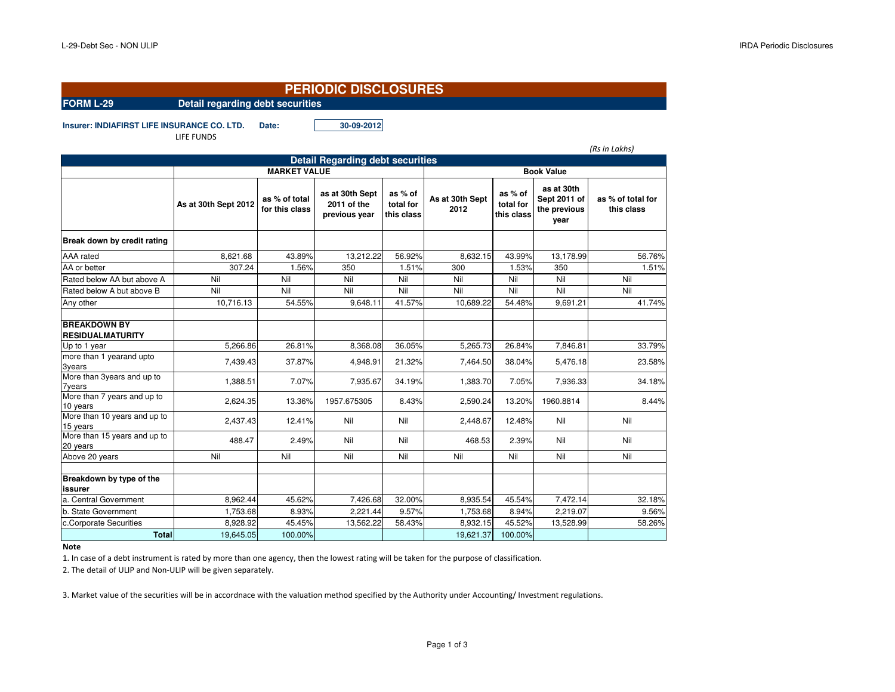# PERIODIC DISCLOSURES

**FORM L-29** **Detail regarding debt securities**

**Insurer: INDIAFIRST LIFE INSURANCE CO. LTD.** **Date:** **30-09-2012**

LIFE FUNDS

*(Rs in Lakhs)*

| Detail Regarding debt securities | | | | | | | | |
|---|---|---|---|---|---|---|---|---|
| | MARKET VALUE | | | | Book Value | | | |
| | As at 30th Sept 2012 | as % of total for this class | as at 30th Sept 2011 of the previous year | as % of total for this class | As at 30th Sept 2012 | as % of total for this class | as at 30th Sept 2011 of the previous year | as % of total for this class |
| **Break down by credit rating** | | | | | | | | |
| AAA rated | 8,621.68 | 43.89% | 13,212.22 | 56.92% | 8,632.15 | 43.99% | 13,178.99 | 56.76% |
| AA or better | 307.24 | 1.56% | 350 | 1.51% | 300 | 1.53% | 350 | 1.51% |
| Rated below AA but above A | Nil | Nil | Nil | Nil | Nil | Nil | Nil | Nil |
| Rated below A but above B | Nil | Nil | Nil | Nil | Nil | Nil | Nil | Nil |
| Any other | 10,716.13 | 54.55% | 9,648.11 | 41.57% | 10,689.22 | 54.48% | 9,691.21 | 41.74% |
| | | | | | | | | |
| **BREAKDOWN BY RESIDUALMATURITY** | | | | | | | | |
| Up to 1 year | 5,266.86 | 26.81% | 8,368.08 | 36.05% | 5,265.73 | 26.84% | 7,846.81 | 33.79% |
| more than 1 yearand upto 3years | 7,439.43 | 37.87% | 4,948.91 | 21.32% | 7,464.50 | 38.04% | 5,476.18 | 23.58% |
| More than 3years and up to 7years | 1,388.51 | 7.07% | 7,935.67 | 34.19% | 1,383.70 | 7.05% | 7,936.33 | 34.18% |
| More than 7 years and up to 10 years | 2,624.35 | 13.36% | 1957.675305 | 8.43% | 2,590.24 | 13.20% | 1960.8814 | 8.44% |
| More than 10 years and up to 15 years | 2,437.43 | 12.41% | Nil | Nil | 2,448.67 | 12.48% | Nil | Nil |
| More than 15 years and up to 20 years | 488.47 | 2.49% | Nil | Nil | 468.53 | 2.39% | Nil | Nil |
| Above 20 years | Nil | Nil | Nil | Nil | Nil | Nil | Nil | Nil |
| | | | | | | | | |
| **Breakdown by type of the issurer** | | | | | | | | |
| a. Central Government | 8,962.44 | 45.62% | 7,426.68 | 32.00% | 8,935.54 | 45.54% | 7,472.14 | 32.18% |
| b. State Government | 1,753.68 | 8.93% | 2,221.44 | 9.57% | 1,753.68 | 8.94% | 2,219.07 | 9.56% |
| c.Corporate Securities | 8,928.92 | 45.45% | 13,562.22 | 58.43% | 8,932.15 | 45.52% | 13,528.99 | 58.26% |
| **Total** | 19,645.05 | 100.00% | | | 19,621.37 | 100.00% | | |

**Note**

1. In case of a debt instrument is rated by more than one agency, then the lowest rating will be taken for the purpose of classification.

2. The detail of ULIP and Non-ULIP will be given separately.

3. Market value of the securities will be in accordnace with the valuation method specified by the Authority under Accounting/ Investment regulations.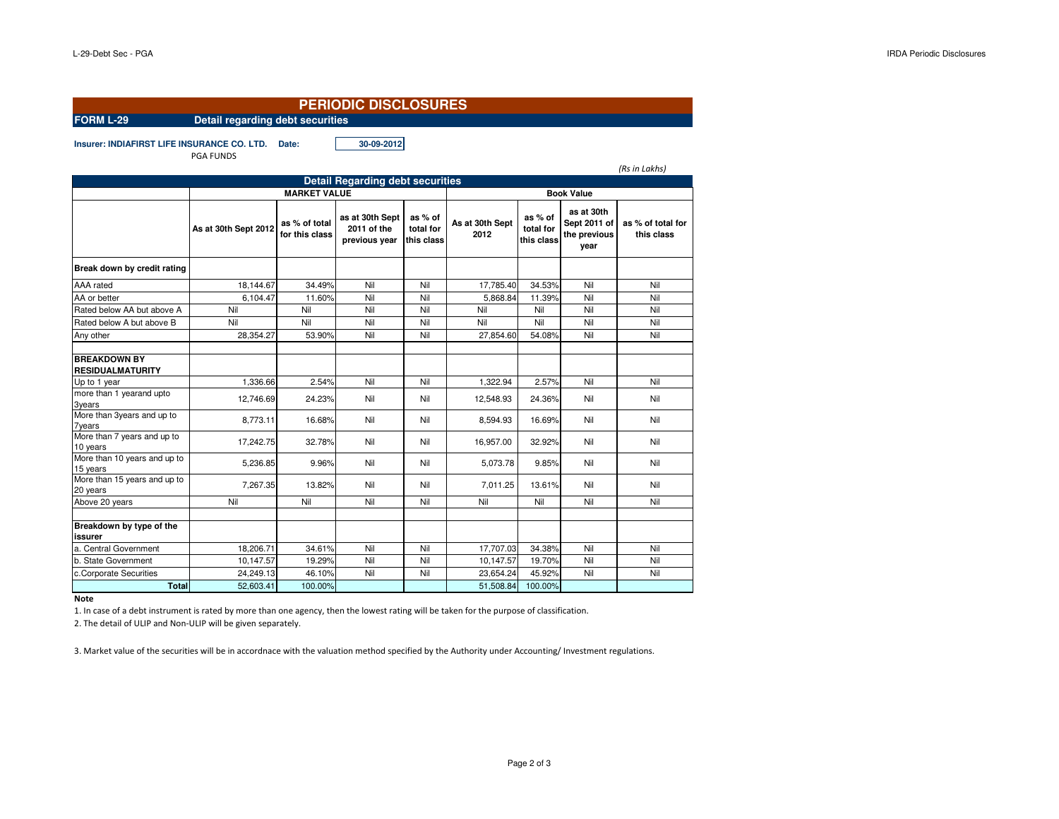# PERIODIC DISCLOSURES

**FORM L-29** **Detail regarding debt securities**

**Insurer: INDIAFIRST LIFE INSURANCE CO. LTD.** **Date:** **30-09-2012**

PGA FUNDS

*(Rs in Lakhs)*

| Detail Regarding debt securities | | | | | | | | |
|---|---|---|---|---|---|---|---|---|
| | MARKET VALUE | | | | Book Value | | | |
| | As at 30th Sept 2012 | as % of total for this class | as at 30th Sept 2011 of the previous year | as % of total for this class | As at 30th Sept 2012 | as % of total for this class | as at 30th Sept 2011 of the previous year | as % of total for this class |
| **Break down by credit rating** | | | | | | | | |
| AAA rated | 18,144.67 | 34.49% | Nil | Nil | 17,785.40 | 34.53% | Nil | Nil |
| AA or better | 6,104.47 | 11.60% | Nil | Nil | 5,868.84 | 11.39% | Nil | Nil |
| Rated below AA but above A | Nil | Nil | Nil | Nil | Nil | Nil | Nil | Nil |
| Rated below A but above B | Nil | Nil | Nil | Nil | Nil | Nil | Nil | Nil |
| Any other | 28,354.27 | 53.90% | Nil | Nil | 27,854.60 | 54.08% | Nil | Nil |
| | | | | | | | | |
| **BREAKDOWN BY RESIDUALMATURITY** | | | | | | | | |
| Up to 1 year | 1,336.66 | 2.54% | Nil | Nil | 1,322.94 | 2.57% | Nil | Nil |
| more than 1 yearand upto 3years | 12,746.69 | 24.23% | Nil | Nil | 12,548.93 | 24.36% | Nil | Nil |
| More than 3years and up to 7years | 8,773.11 | 16.68% | Nil | Nil | 8,594.93 | 16.69% | Nil | Nil |
| More than 7 years and up to 10 years | 17,242.75 | 32.78% | Nil | Nil | 16,957.00 | 32.92% | Nil | Nil |
| More than 10 years and up to 15 years | 5,236.85 | 9.96% | Nil | Nil | 5,073.78 | 9.85% | Nil | Nil |
| More than 15 years and up to 20 years | 7,267.35 | 13.82% | Nil | Nil | 7,011.25 | 13.61% | Nil | Nil |
| Above 20 years | Nil | Nil | Nil | Nil | Nil | Nil | Nil | Nil |
| | | | | | | | | |
| **Breakdown by type of the issurer** | | | | | | | | |
| a. Central Government | 18,206.71 | 34.61% | Nil | Nil | 17,707.03 | 34.38% | Nil | Nil |
| b. State Government | 10,147.57 | 19.29% | Nil | Nil | 10,147.57 | 19.70% | Nil | Nil |
| c.Corporate Securities | 24,249.13 | 46.10% | Nil | Nil | 23,654.24 | 45.92% | Nil | Nil |
| **Total** | 52,603.41 | 100.00% | | | 51,508.84 | 100.00% | | |

**Note**

1. In case of a debt instrument is rated by more than one agency, then the lowest rating will be taken for the purpose of classification.

2. The detail of ULIP and Non-ULIP will be given separately.

3. Market value of the securities will be in accordnace with the valuation method specified by the Authority under Accounting/ Investment regulations.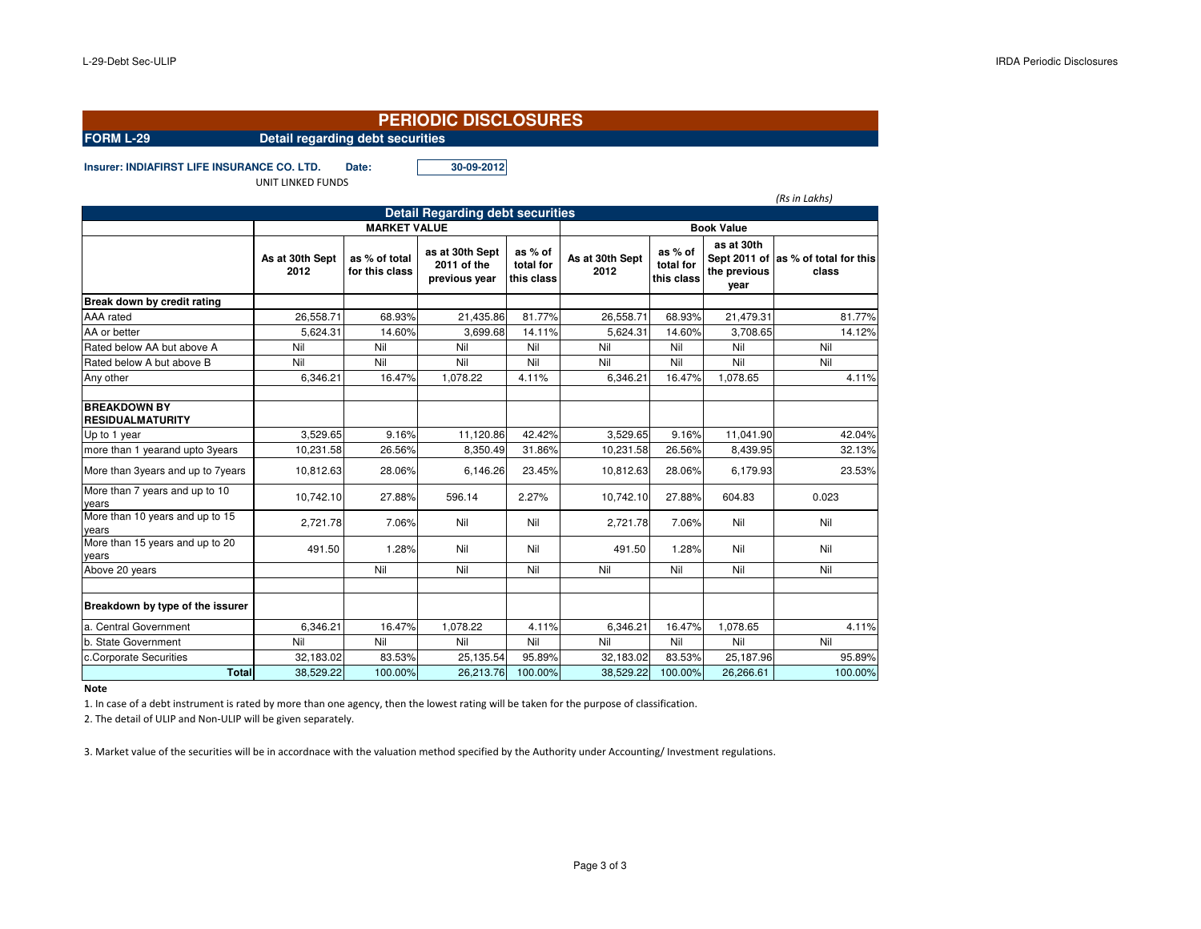# PERIODIC DISCLOSURES

**FORM L-29** **Detail regarding debt securities**

**Insurer: INDIAFIRST LIFE INSURANCE CO. LTD.** **Date:** **30-09-2012**

UNIT LINKED FUNDS

*(Rs in Lakhs)*

| Detail Regarding debt securities | | | | | | | | |
|---|---|---|---|---|---|---|---|---|
| | MARKET VALUE | | | | Book Value | | | |
| | As at 30th Sept 2012 | as % of total for this class | as at 30th Sept 2011 of the previous year | as % of total for this class | As at 30th Sept 2012 | as % of total for this class | as at 30th Sept 2011 of the previous year | as % of total for this class |
| **Break down by credit rating** | | | | | | | | |
| AAA rated | 26,558.71 | 68.93% | 21,435.86 | 81.77% | 26,558.71 | 68.93% | 21,479.31 | 81.77% |
| AA or better | 5,624.31 | 14.60% | 3,699.68 | 14.11% | 5,624.31 | 14.60% | 3,708.65 | 14.12% |
| Rated below AA but above A | Nil | Nil | Nil | Nil | Nil | Nil | Nil | Nil |
| Rated below A but above B | Nil | Nil | Nil | Nil | Nil | Nil | Nil | Nil |
| Any other | 6,346.21 | 16.47% | 1,078.22 | 4.11% | 6,346.21 | 16.47% | 1,078.65 | 4.11% |
| | | | | | | | | |
| **BREAKDOWN BY RESIDUALMATURITY** | | | | | | | | |
| Up to 1 year | 3,529.65 | 9.16% | 11,120.86 | 42.42% | 3,529.65 | 9.16% | 11,041.90 | 42.04% |
| more than 1 yearand upto 3years | 10,231.58 | 26.56% | 8,350.49 | 31.86% | 10,231.58 | 26.56% | 8,439.95 | 32.13% |
| More than 3years and up to 7years | 10,812.63 | 28.06% | 6,146.26 | 23.45% | 10,812.63 | 28.06% | 6,179.93 | 23.53% |
| More than 7 years and up to 10 years | 10,742.10 | 27.88% | 596.14 | 2.27% | 10,742.10 | 27.88% | 604.83 | 0.023 |
| More than 10 years and up to 15 years | 2,721.78 | 7.06% | Nil | Nil | 2,721.78 | 7.06% | Nil | Nil |
| More than 15 years and up to 20 years | 491.50 | 1.28% | Nil | Nil | 491.50 | 1.28% | Nil | Nil |
| Above 20 years | | Nil | Nil | Nil | Nil | Nil | Nil | Nil |
| | | | | | | | | |
| **Breakdown by type of the issurer** | | | | | | | | |
| a. Central Government | 6,346.21 | 16.47% | 1,078.22 | 4.11% | 6,346.21 | 16.47% | 1,078.65 | 4.11% |
| b. State Government | Nil | Nil | Nil | Nil | Nil | Nil | Nil | Nil |
| c.Corporate Securities | 32,183.02 | 83.53% | 25,135.54 | 95.89% | 32,183.02 | 83.53% | 25,187.96 | 95.89% |
| **Total** | 38,529.22 | 100.00% | 26,213.76 | 100.00% | 38,529.22 | 100.00% | 26,266.61 | 100.00% |

**Note**

1. In case of a debt instrument is rated by more than one agency, then the lowest rating will be taken for the purpose of classification.

2. The detail of ULIP and Non-ULIP will be given separately.

3. Market value of the securities will be in accordnace with the valuation method specified by the Authority under Accounting/ Investment regulations.